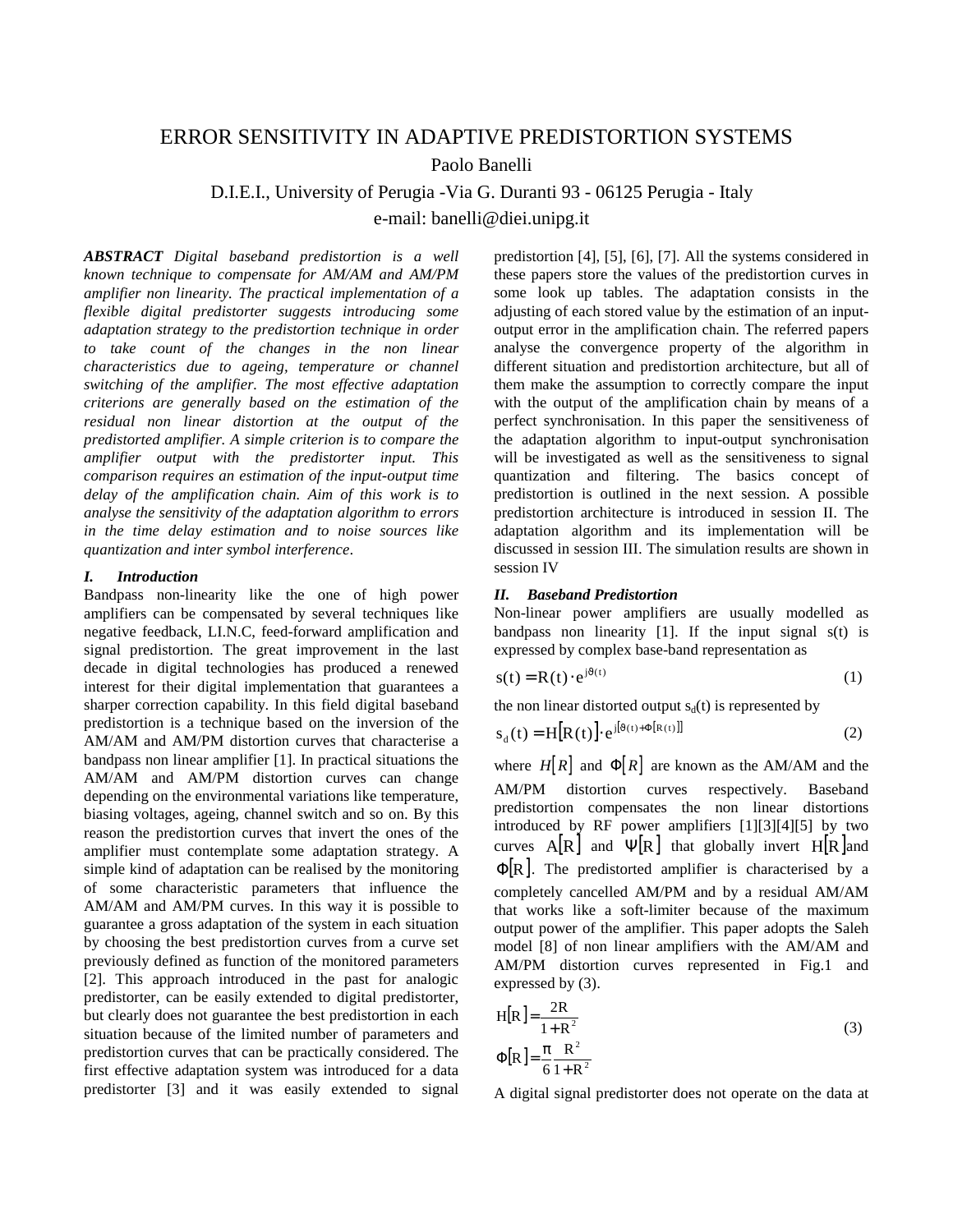# ERROR SENSITIVITY IN ADAPTIVE PREDISTORTION SYSTEMS

Paolo Banelli

D.I.E.I., University of Perugia -Via G. Duranti 93 - 06125 Perugia - Italy

e-mail: banelli@diei.unipg.it

***ABSTRACT*** *Digital baseband predistortion is a well known technique to compensate for AM/AM and AM/PM amplifier non linearity. The practical implementation of a flexible digital predistorter suggests introducing some adaptation strategy to the predistortion technique in order to take count of the changes in the non linear characteristics due to ageing, temperature or channel switching of the amplifier. The most effective adaptation criterions are generally based on the estimation of the residual non linear distortion at the output of the predistorted amplifier. A simple criterion is to compare the amplifier output with the predistorter input. This comparison requires an estimation of the input-output time delay of the amplification chain. Aim of this work is to analyse the sensitivity of the adaptation algorithm to errors in the time delay estimation and to noise sources like quantization and inter symbol interference*.

## *I. Introduction*

Bandpass non-linearity like the one of high power amplifiers can be compensated by several techniques like negative feedback, LI.N.C, feed-forward amplification and signal predistortion. The great improvement in the last decade in digital technologies has produced a renewed interest for their digital implementation that guarantees a sharper correction capability. In this field digital baseband predistortion is a technique based on the inversion of the AM/AM and AM/PM distortion curves that characterise a bandpass non linear amplifier [1]. In practical situations the AM/AM and AM/PM distortion curves can change depending on the environmental variations like temperature, biasing voltages, ageing, channel switch and so on. By this reason the predistortion curves that invert the ones of the amplifier must contemplate some adaptation strategy. A simple kind of adaptation can be realised by the monitoring of some characteristic parameters that influence the AM/AM and AM/PM curves. In this way it is possible to guarantee a gross adaptation of the system in each situation by choosing the best predistortion curves from a curve set previously defined as function of the monitored parameters [2]. This approach introduced in the past for analogic predistorter, can be easily extended to digital predistorter, but clearly does not guarantee the best predistortion in each situation because of the limited number of parameters and predistortion curves that can be practically considered. The first effective adaptation system was introduced for a data predistorter [3] and it was easily extended to signal predistortion [4], [5], [6], [7]. All the systems considered in these papers store the values of the predistortion curves in some look up tables. The adaptation consists in the adjusting of each stored value by the estimation of an input-output error in the amplification chain. The referred papers analyse the convergence property of the algorithm in different situation and predistortion architecture, but all of them make the assumption to correctly compare the input with the output of the amplification chain by means of a perfect synchronisation. In this paper the sensitiveness of the adaptation algorithm to input-output synchronisation will be investigated as well as the sensitiveness to signal quantization and filtering. The basics concept of predistortion is outlined in the next session. A possible predistortion architecture is introduced in session II. The adaptation algorithm and its implementation will be discussed in session III. The simulation results are shown in session IV

## *II. Baseband Predistortion*

Non-linear power amplifiers are usually modelled as bandpass non linearity [1]. If the input signal s(t) is expressed by complex base-band representation as

$$s(t) = R(t)\cdot e^{j\vartheta(t)} \tag{1}$$

the non linear distorted output $s_d(t)$ is represented by

$$s_d(t) = H[R(t)]\cdot e^{j[\vartheta(t)+\Phi[R(t)]]} \tag{2}$$

where $H[R]$ and $\Phi[R]$ are known as the AM/AM and the AM/PM distortion curves respectively. Baseband predistortion compensates the non linear distortions introduced by RF power amplifiers [1][3][4][5] by two curves $A[R]$ and $\Psi[R]$ that globally invert $H[R]$ and $\Phi[R]$. The predistorted amplifier is characterised by a completely cancelled AM/PM and by a residual AM/AM that works like a soft-limiter because of the maximum output power of the amplifier. This paper adopts the Saleh model [8] of non linear amplifiers with the AM/AM and AM/PM distortion curves represented in Fig.1 and expressed by (3).

$$\begin{aligned} H[R] &= \frac{2R}{1+R^2} \\ \Phi[R] &= \frac{\pi}{6}\frac{R^2}{1+R^2} \end{aligned} \tag{3}$$

A digital signal predistorter does not operate on the data at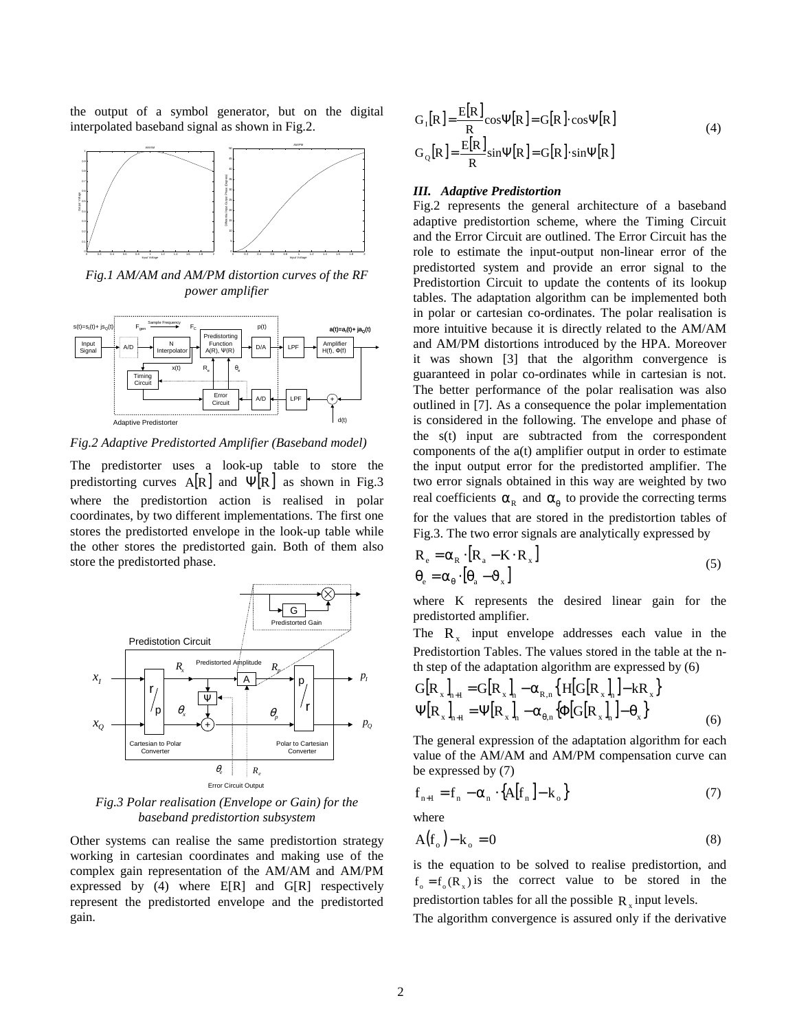the output of a symbol generator, but on the digital interpolated baseband signal as shown in Fig.2.

*Fig.1 AM/AM and AM/PM distortion curves of the RF power amplifier*

*Fig.2 Adaptive Predistorted Amplifier (Baseband model)*

The predistorter uses a look-up table to store the predistorting curves $A[R]$ and $\Psi[R]$ as shown in Fig.3 where the predistortion action is realised in polar coordinates, by two different implementations. The first one stores the predistorted envelope in the look-up table while the other stores the predistorted gain. Both of them also store the predistorted phase.

*Fig.3 Polar realisation (Envelope or Gain) for the baseband predistortion subsystem*

Other systems can realise the same predistortion strategy working in cartesian coordinates and making use of the complex gain representation of the AM/AM and AM/PM expressed by (4) where E[R] and G[R] respectively represent the predistorted envelope and the predistorted gain.

$$
\begin{aligned}
G_I[R] &= \frac{E[R]}{R}\cos\Psi[R] = G[R]\cdot\cos\Psi[R] \\
G_Q[R] &= \frac{E[R]}{R}\sin\Psi[R] = G[R]\cdot\sin\Psi[R]
\end{aligned} \tag{4}
$$

### *III. Adaptive Predistortion*

Fig.2 represents the general architecture of a baseband adaptive predistortion scheme, where the Timing Circuit and the Error Circuit are outlined. The Error Circuit has the role to estimate the input-output non-linear error of the predistorted system and provide an error signal to the Predistortion Circuit to update the contents of its lookup tables. The adaptation algorithm can be implemented both in polar or cartesian co-ordinates. The polar realisation is more intuitive because it is directly related to the AM/AM and AM/PM distortions introduced by the HPA. Moreover it was shown [3] that the algorithm convergence is guaranteed in polar co-ordinates while in cartesian is not. The better performance of the polar realisation was also outlined in [7]. As a consequence the polar implementation is considered in the following. The envelope and phase of the s(t) input are subtracted from the correspondent components of the a(t) amplifier output in order to estimate the input output error for the predistorted amplifier. The two error signals obtained in this way are weighted by two real coefficients $\alpha_R$ and $\alpha_\theta$ to provide the correcting terms for the values that are stored in the predistortion tables of Fig.3. The two error signals are analytically expressed by

$$
\begin{aligned}
R_e &= \alpha_R \cdot [R_a - K\cdot R_x] \\
\theta_e &= \alpha_\theta \cdot [\theta_a - \vartheta_x]
\end{aligned} \tag{5}
$$

where K represents the desired linear gain for the predistorted amplifier.

The $R_x$ input envelope addresses each value in the Predistortion Tables. The values stored in the table at the n-th step of the adaptation algorithm are expressed by (6)

$$
\begin{aligned}
G[R_x]_{n+1} &= G[R_x]_n - \alpha_{R,n}\left\{H\left[G[R_x]_n\right] - kR_x\right\} \\
\Psi[R_x]_{n+1} &= \Psi[R_x]_n - \alpha_{\theta,n}\left\{\Phi\left[G[R_x]_n\right] - \theta_x\right\}
\end{aligned} \tag{6}
$$

The general expression of the adaptation algorithm for each value of the AM/AM and AM/PM compensation curve can be expressed by (7)

$$
f_{n+1} = f_n - \alpha_n \cdot \{A[f_n] - k_o\} \tag{7}
$$

where

$$
A(f_o) - k_o = 0 \tag{8}
$$

is the equation to be solved to realise predistortion, and $f_o = f_o(R_x)$ is the correct value to be stored in the predistortion tables for all the possible $R_x$ input levels.

The algorithm convergence is assured only if the derivative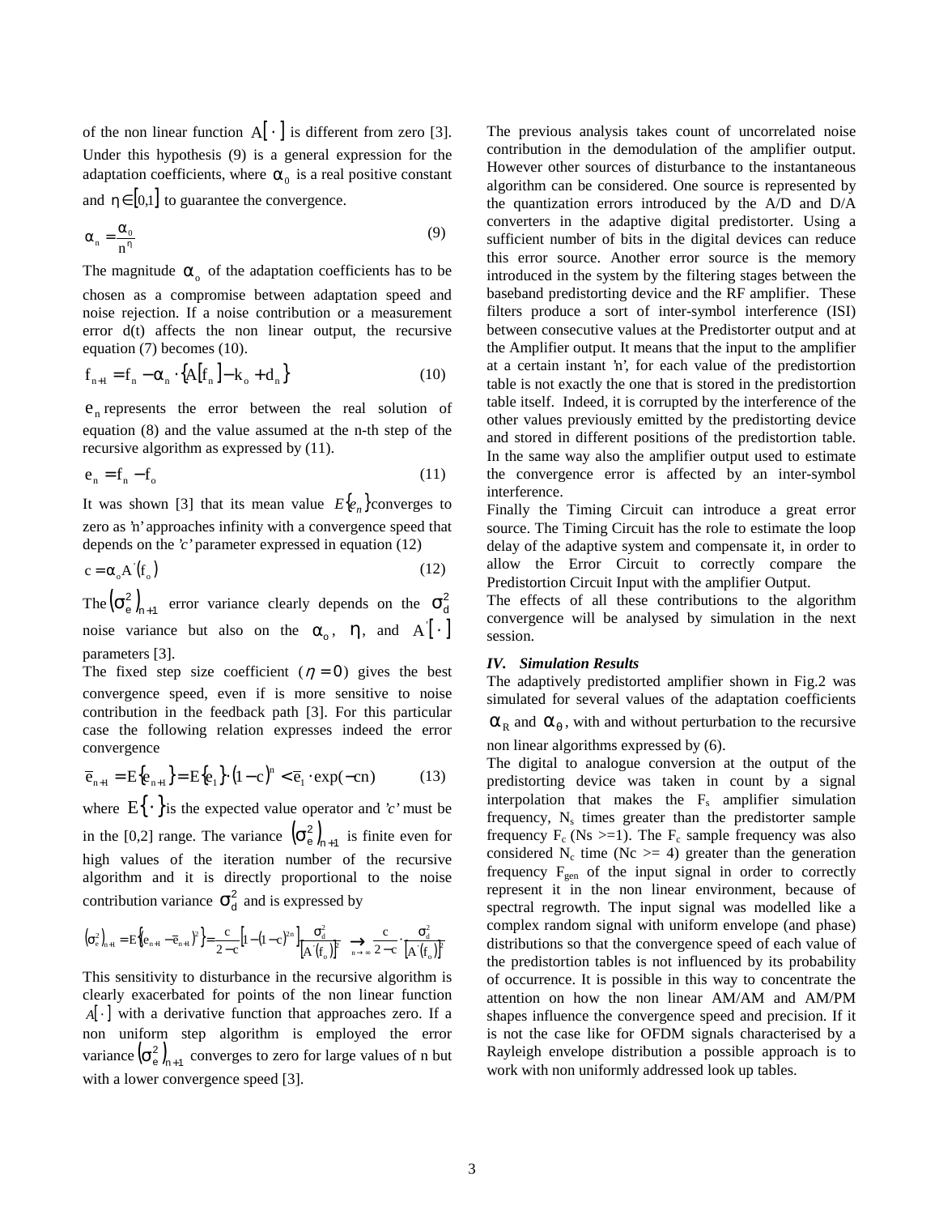of the non linear function $A[\cdot]$ is different from zero [3]. Under this hypothesis (9) is a general expression for the adaptation coefficients, where $\alpha_0$ is a real positive constant and $\eta \in [0,1]$ to guarantee the convergence.

$$\alpha_n = \frac{\alpha_0}{n^\eta} \tag{9}$$

The magnitude $\alpha_o$ of the adaptation coefficients has to be chosen as a compromise between adaptation speed and noise rejection. If a noise contribution or a measurement error d(t) affects the non linear output, the recursive equation (7) becomes (10).

$$f_{n+1} = f_n - \alpha_n \cdot \{A[f_n] - k_o + d_n\} \tag{10}$$

$e_n$ represents the error between the real solution of equation (8) and the value assumed at the n-th step of the recursive algorithm as expressed by (11).

$$e_n = f_n - f_o \tag{11}$$

It was shown [3] that its mean value $E\{e_n\}$ converges to zero as 'n' approaches infinity with a convergence speed that depends on the 'c' parameter expressed in equation (12)

$$c = \alpha_o A'(f_o) \tag{12}$$

The $(\sigma_e^2)_{n+1}$ error variance clearly depends on the $\sigma_d^2$ noise variance but also on the $\alpha_o$, $\eta$, and $A'[\cdot]$ parameters [3].

The fixed step size coefficient ($\eta = 0$) gives the best convergence speed, even if is more sensitive to noise contribution in the feedback path [3]. For this particular case the following relation expresses indeed the error convergence

$$\bar{e}_{n+1} = E\{e_{n+1}\} = E\{e_1\} \cdot (1-c)^n < \bar{e}_1 \cdot \exp(-cn) \tag{13}$$

where $E\{\cdot\}$ is the expected value operator and 'c' must be in the [0,2] range. The variance $(\sigma_e^2)_{n+1}$ is finite even for high values of the iteration number of the recursive algorithm and it is directly proportional to the noise contribution variance $\sigma_d^2$ and is expressed by

$$(\sigma_e^2)_{n+1} = E\{(e_{n+1} - \bar{e}_{n+1})^2\} = \frac{c}{2-c}\left[1-(1-c)^{2n}\right]\frac{\sigma_d^2}{[A'(f_o)]^2} \underset{n\to\infty}{\rightarrow} \frac{c}{2-c} \cdot \frac{\sigma_d^2}{[A'(f_o)]^2}$$

This sensitivity to disturbance in the recursive algorithm is clearly exacerbated for points of the non linear function $A[\cdot]$ with a derivative function that approaches zero. If a non uniform step algorithm is employed the error variance $(\sigma_e^2)_{n+1}$ converges to zero for large values of n but with a lower convergence speed [3].

The previous analysis takes count of uncorrelated noise contribution in the demodulation of the amplifier output. However other sources of disturbance to the instantaneous algorithm can be considered. One source is represented by the quantization errors introduced by the A/D and D/A converters in the adaptive digital predistorter. Using a sufficient number of bits in the digital devices can reduce this error source. Another error source is the memory introduced in the system by the filtering stages between the baseband predistorting device and the RF amplifier. These filters produce a sort of inter-symbol interference (ISI) between consecutive values at the Predistorter output and at the Amplifier output. It means that the input to the amplifier at a certain instant 'n', for each value of the predistortion table is not exactly the one that is stored in the predistortion table itself. Indeed, it is corrupted by the interference of the other values previously emitted by the predistorting device and stored in different positions of the predistortion table. In the same way also the amplifier output used to estimate the convergence error is affected by an inter-symbol interference.

Finally the Timing Circuit can introduce a great error source. The Timing Circuit has the role to estimate the loop delay of the adaptive system and compensate it, in order to allow the Error Circuit to correctly compare the Predistortion Circuit Input with the amplifier Output.

The effects of all these contributions to the algorithm convergence will be analysed by simulation in the next session.

### *IV. Simulation Results*

The adaptively predistorted amplifier shown in Fig.2 was simulated for several values of the adaptation coefficients $\alpha_R$ and $\alpha_\theta$, with and without perturbation to the recursive non linear algorithms expressed by (6).

The digital to analogue conversion at the output of the predistorting device was taken in count by a signal interpolation that makes the $F_s$ amplifier simulation frequency, $N_s$ times greater than the predistorter sample frequency $F_c$ ($N_s >= 1$). The $F_c$ sample frequency was also considered $N_c$ time ($N_c >= 4$) greater than the generation frequency $F_{gen}$ of the input signal in order to correctly represent it in the non linear environment, because of spectral regrowth. The input signal was modelled like a complex random signal with uniform envelope (and phase) distributions so that the convergence speed of each value of the predistortion tables is not influenced by its probability of occurrence. It is possible in this way to concentrate the attention on how the non linear AM/AM and AM/PM shapes influence the convergence speed and precision. If it is not the case like for OFDM signals characterised by a Rayleigh envelope distribution a possible approach is to work with non uniformly addressed look up tables.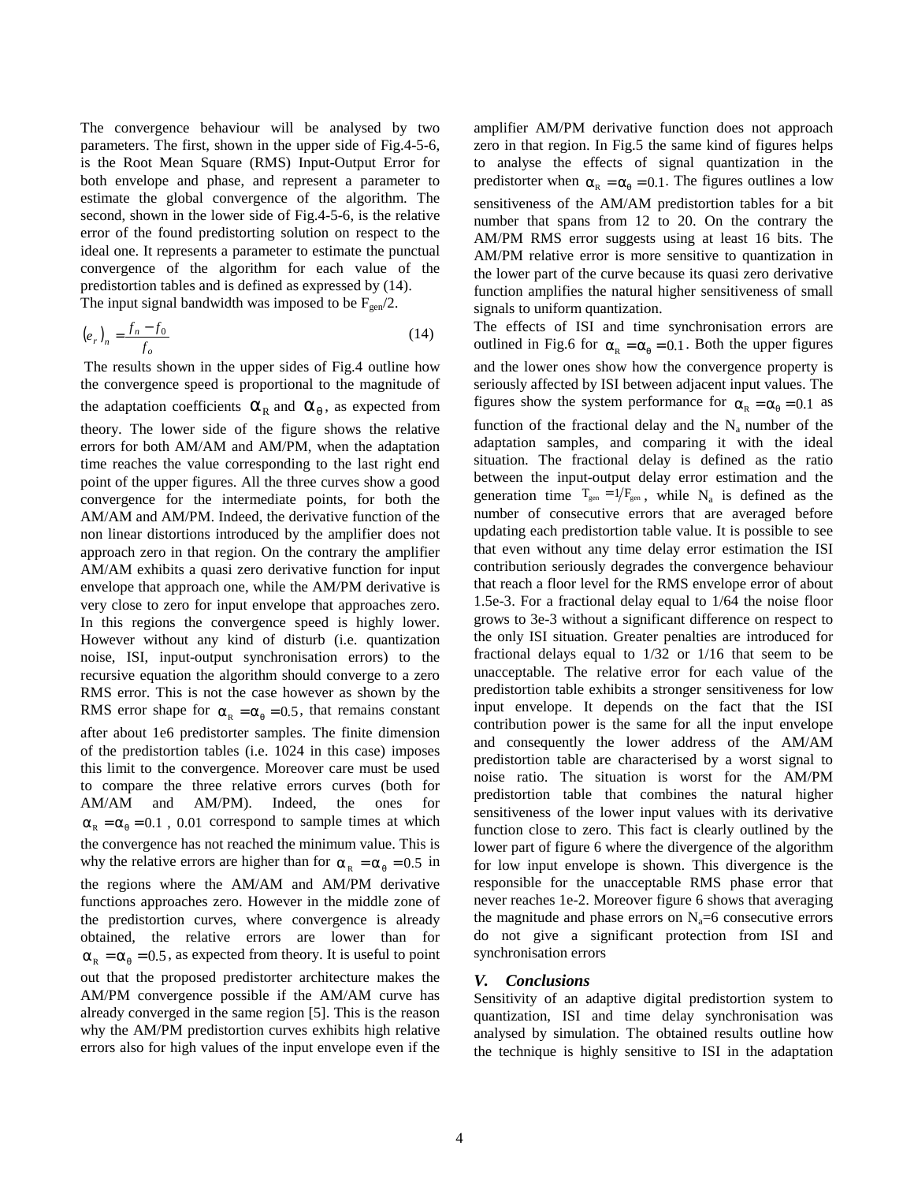The convergence behaviour will be analysed by two parameters. The first, shown in the upper side of Fig.4-5-6, is the Root Mean Square (RMS) Input-Output Error for both envelope and phase, and represent a parameter to estimate the global convergence of the algorithm. The second, shown in the lower side of Fig.4-5-6, is the relative error of the found predistorting solution on respect to the ideal one. It represents a parameter to estimate the punctual convergence of the algorithm for each value of the predistortion tables and is defined as expressed by (14).
The input signal bandwidth was imposed to be $F_{gen}/2$.

$$(e_r)_n = \frac{f_n - f_0}{f_o} \tag{14}$$

The results shown in the upper sides of Fig.4 outline how the convergence speed is proportional to the magnitude of the adaptation coefficients $\alpha_R$ and $\alpha_\theta$, as expected from theory. The lower side of the figure shows the relative errors for both AM/AM and AM/PM, when the adaptation time reaches the value corresponding to the last right end point of the upper figures. All the three curves show a good convergence for the intermediate points, for both the AM/AM and AM/PM. Indeed, the derivative function of the non linear distortions introduced by the amplifier does not approach zero in that region. On the contrary the amplifier AM/AM exhibits a quasi zero derivative function for input envelope that approach one, while the AM/PM derivative is very close to zero for input envelope that approaches zero. In this regions the convergence speed is highly lower. However without any kind of disturb (i.e. quantization noise, ISI, input-output synchronisation errors) to the recursive equation the algorithm should converge to a zero RMS error. This is not the case however as shown by the RMS error shape for $\alpha_R = \alpha_\theta = 0.5$, that remains constant after about 1e6 predistorter samples. The finite dimension of the predistortion tables (i.e. 1024 in this case) imposes this limit to the convergence. Moreover care must be used to compare the three relative errors curves (both for AM/AM and AM/PM). Indeed, the ones for $\alpha_R = \alpha_\theta = 0.1$ , $0.01$ correspond to sample times at which the convergence has not reached the minimum value. This is why the relative errors are higher than for $\alpha_R = \alpha_\theta = 0.5$ in the regions where the AM/AM and AM/PM derivative functions approaches zero. However in the middle zone of the predistortion curves, where convergence is already obtained, the relative errors are lower than for $\alpha_R = \alpha_\theta = 0.5$, as expected from theory. It is useful to point out that the proposed predistorter architecture makes the AM/PM convergence possible if the AM/AM curve has already converged in the same region [5]. This is the reason why the AM/PM predistortion curves exhibits high relative errors also for high values of the input envelope even if the amplifier AM/PM derivative function does not approach zero in that region. In Fig.5 the same kind of figures helps to analyse the effects of signal quantization in the predistorter when $\alpha_R = \alpha_\theta = 0.1$. The figures outlines a low sensitiveness of the AM/AM predistortion tables for a bit number that spans from 12 to 20. On the contrary the AM/PM RMS error suggests using at least 16 bits. The AM/PM relative error is more sensitive to quantization in the lower part of the curve because its quasi zero derivative function amplifies the natural higher sensitiveness of small signals to uniform quantization.

The effects of ISI and time synchronisation errors are outlined in Fig.6 for $\alpha_R = \alpha_\theta = 0.1$. Both the upper figures and the lower ones show how the convergence property is seriously affected by ISI between adjacent input values. The figures show the system performance for $\alpha_R = \alpha_\theta = 0.1$ as function of the fractional delay and the $N_a$ number of the adaptation samples, and comparing it with the ideal situation. The fractional delay is defined as the ratio between the input-output delay error estimation and the generation time $T_{gen} = 1/F_{gen}$, while $N_a$ is defined as the number of consecutive errors that are averaged before updating each predistortion table value. It is possible to see that even without any time delay error estimation the ISI contribution seriously degrades the convergence behaviour that reach a floor level for the RMS envelope error of about 1.5e-3. For a fractional delay equal to 1/64 the noise floor grows to 3e-3 without a significant difference on respect to the only ISI situation. Greater penalties are introduced for fractional delays equal to 1/32 or 1/16 that seem to be unacceptable. The relative error for each value of the predistortion table exhibits a stronger sensitiveness for low input envelope. It depends on the fact that the ISI contribution power is the same for all the input envelope and consequently the lower address of the AM/AM predistortion table are characterised by a worst signal to noise ratio. The situation is worst for the AM/PM predistortion table that combines the natural higher sensitiveness of the lower input values with its derivative function close to zero. This fact is clearly outlined by the lower part of figure 6 where the divergence of the algorithm for low input envelope is shown. This divergence is the responsible for the unacceptable RMS phase error that never reaches 1e-2. Moreover figure 6 shows that averaging the magnitude and phase errors on $N_a$=6 consecutive errors do not give a significant protection from ISI and synchronisation errors

## *V. Conclusions*

Sensitivity of an adaptive digital predistortion system to quantization, ISI and time delay synchronisation was analysed by simulation. The obtained results outline how the technique is highly sensitive to ISI in the adaptation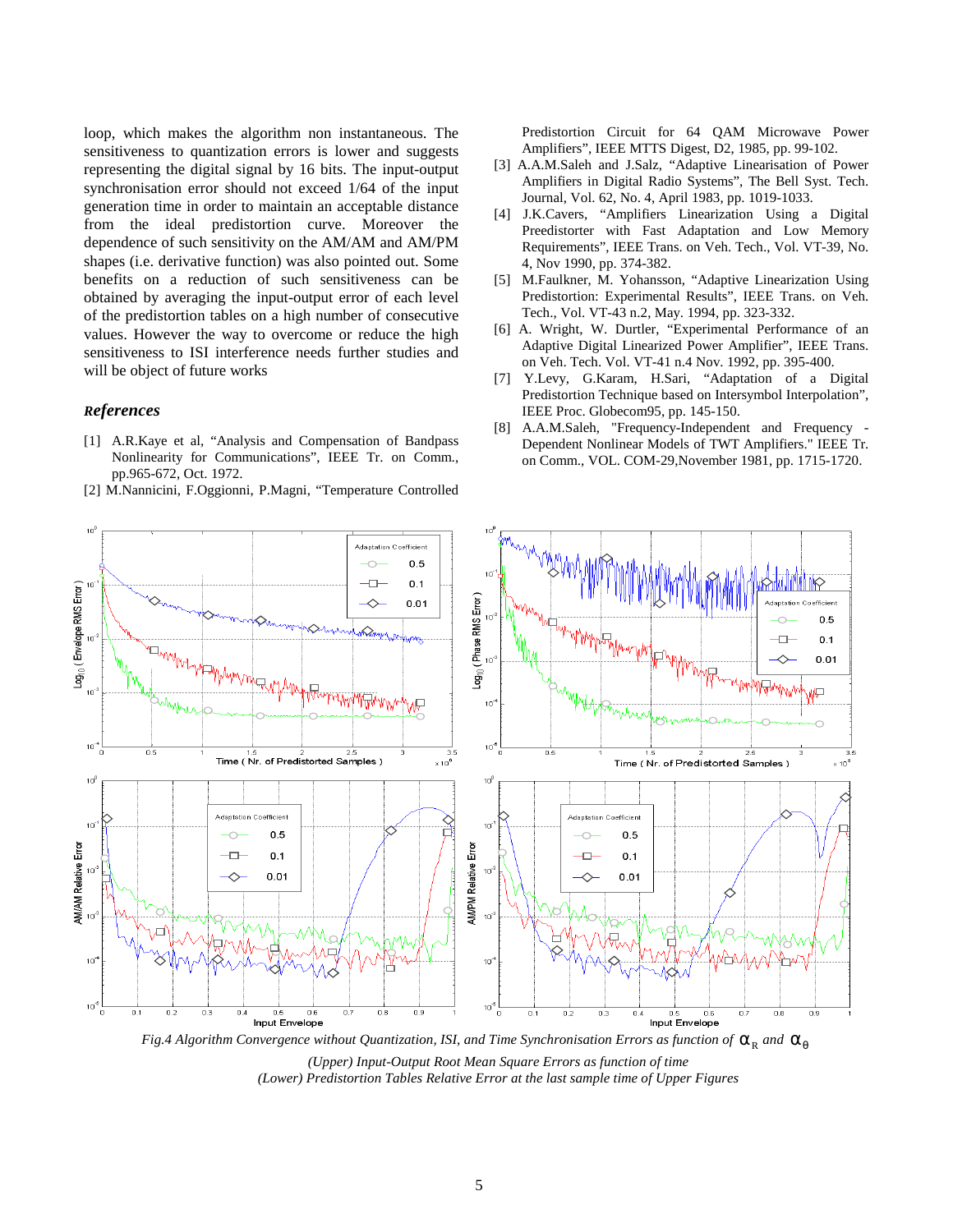loop, which makes the algorithm non instantaneous. The sensitiveness to quantization errors is lower and suggests representing the digital signal by 16 bits. The input-output synchronisation error should not exceed 1/64 of the input generation time in order to maintain an acceptable distance from the ideal predistortion curve. Moreover the dependence of such sensitivity on the AM/AM and AM/PM shapes (i.e. derivative function) was also pointed out. Some benefits on a reduction of such sensitiveness can be obtained by averaging the input-output error of each level of the predistortion tables on a high number of consecutive values. However the way to overcome or reduce the high sensitiveness to ISI interference needs further studies and will be object of future works

## References

[1] A.R.Kaye et al, "Analysis and Compensation of Bandpass Nonlinearity for Communications", IEEE Tr. on Comm., pp.965-672, Oct. 1972.

[2] M.Nannicini, F.Oggionni, P.Magni, "Temperature Controlled Predistortion Circuit for 64 QAM Microwave Power Amplifiers", IEEE MTTS Digest, D2, 1985, pp. 99-102.

[3] A.A.M.Saleh and J.Salz, "Adaptive Linearisation of Power Amplifiers in Digital Radio Systems", The Bell Syst. Tech. Journal, Vol. 62, No. 4, April 1983, pp. 1019-1033.

[4] J.K.Cavers, "Amplifiers Linearization Using a Digital Preedistorter with Fast Adaptation and Low Memory Requirements", IEEE Trans. on Veh. Tech., Vol. VT-39, No. 4, Nov 1990, pp. 374-382.

[5] M.Faulkner, M. Yohansson, "Adaptive Linearization Using Predistortion: Experimental Results", IEEE Trans. on Veh. Tech., Vol. VT-43 n.2, May. 1994, pp. 323-332.

[6] A. Wright, W. Durtler, "Experimental Performance of an Adaptive Digital Linearized Power Amplifier", IEEE Trans. on Veh. Tech. Vol. VT-41 n.4 Nov. 1992, pp. 395-400.

[7] Y.Levy, G.Karam, H.Sari, "Adaptation of a Digital Predistortion Technique based on Intersymbol Interpolation", IEEE Proc. Globecom95, pp. 145-150.

[8] A.A.M.Saleh, "Frequency-Independent and Frequency - Dependent Nonlinear Models of TWT Amplifiers." IEEE Tr. on Comm., VOL. COM-29,November 1981, pp. 1715-1720.

*Fig.4 Algorithm Convergence without Quantization, ISI, and Time Synchronisation Errors as function of $\alpha_R$ and $\alpha_\theta$*

*(Upper) Input-Output Root Mean Square Errors as function of time*

*(Lower) Predistortion Tables Relative Error at the last sample time of Upper Figures*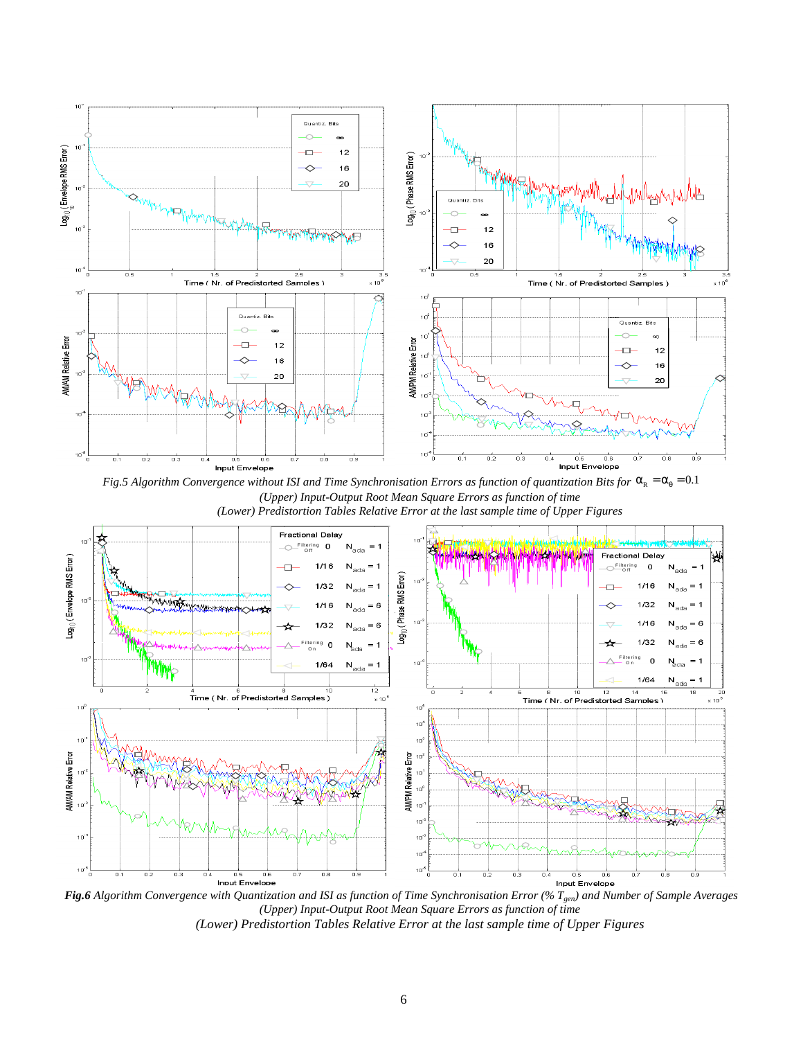Quantiz. Bits

∞

12

16

20

$\text{Log}_{10}$ ( Envelope RMS Error )

Time ( Nr. of Predistorted Samples )

$\times 10^6$

$\text{Log}_{10}$ ( Phase RMS Error )

AM/AM Relative Error

AM/PM Relative Error

Input Envelope

*Fig.5 Algorithm Convergence without ISI and Time Synchronisation Errors as function of quantization Bits for $\alpha_R = \alpha_\theta = 0.1$*

*(Upper) Input-Output Root Mean Square Errors as function of time*

*(Lower) Predistortion Tables Relative Error at the last sample time of Upper Figures*

Fractional Delay

Filtering Off 0 $N_{ada} = 1$

1/16 $N_{ada} = 1$

1/32 $N_{ada} = 1$

1/16 $N_{ada} = 6$

1/32 $N_{ada} = 6$

Filtering On 0 $N_{ada} = 1$

1/64 $N_{ada} = 1$

$\text{Log}_{10}$ ( Envelope RMS Error )

$\text{Log}_{10}$ ( Phase RMS Error )

Time ( Nr. of Predistorted Samples )

$\times 10^6$

AM/AM Relative Error

AM/PM Relative Error

Input Envelope

***Fig.6** Algorithm Convergence with Quantization and ISI as function of Time Synchronisation Error (% $T_{gen}$) and Number of Sample Averages*

*(Upper) Input-Output Root Mean Square Errors as function of time*

*(Lower) Predistortion Tables Relative Error at the last sample time of Upper Figures*